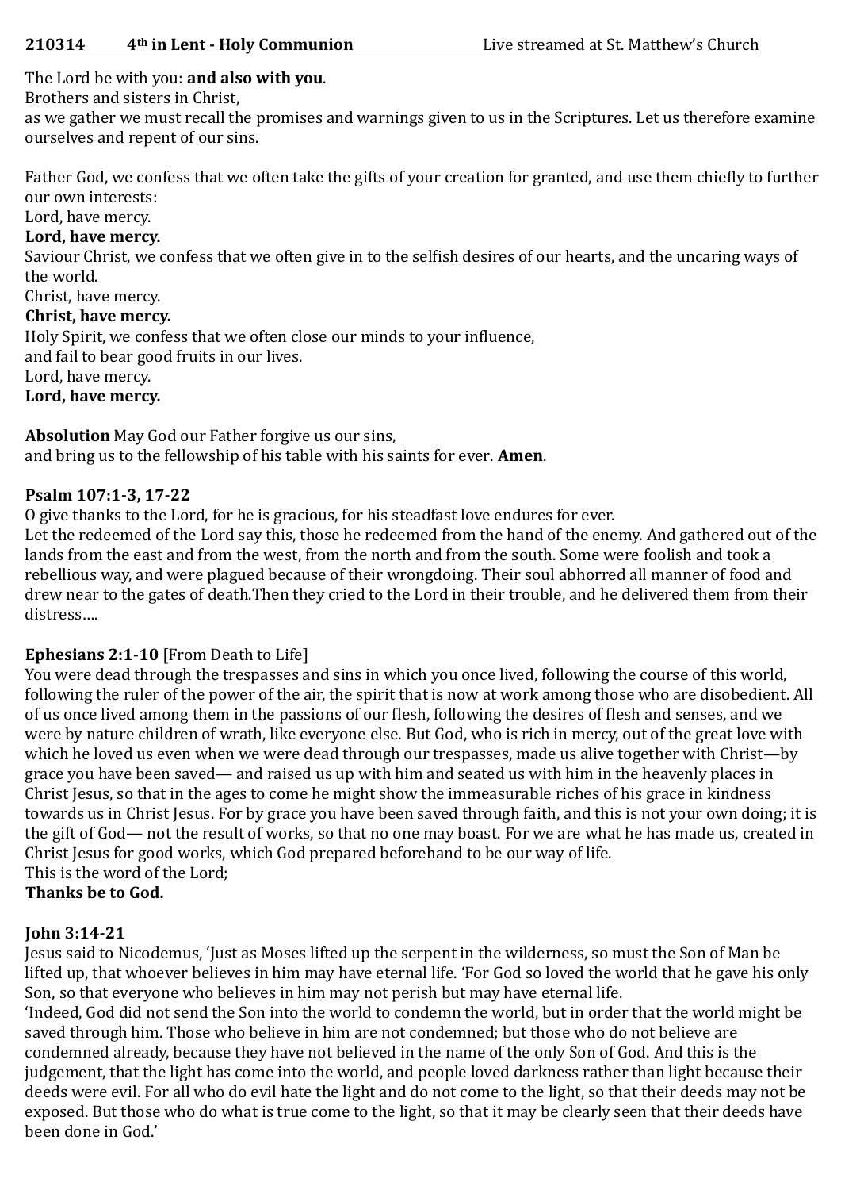**210314 4th in Lent - Holy Communion** Live streamed at St. Matthew's Church

The Lord be with you: **and also with you**.
Brothers and sisters in Christ,
as we gather we must recall the promises and warnings given to us in the Scriptures. Let us therefore examine ourselves and repent of our sins.

Father God, we confess that we often take the gifts of your creation for granted, and use them chiefly to further our own interests:
Lord, have mercy.
**Lord, have mercy.**
Saviour Christ, we confess that we often give in to the selfish desires of our hearts, and the uncaring ways of the world.
Christ, have mercy.
**Christ, have mercy.**
Holy Spirit, we confess that we often close our minds to your influence,
and fail to bear good fruits in our lives.
Lord, have mercy.
**Lord, have mercy.**

**Absolution** May God our Father forgive us our sins,
and bring us to the fellowship of his table with his saints for ever. **Amen**.

**Psalm 107:1-3, 17-22**
O give thanks to the Lord, for he is gracious, for his steadfast love endures for ever.
Let the redeemed of the Lord say this, those he redeemed from the hand of the enemy. And gathered out of the lands from the east and from the west, from the north and from the south. Some were foolish and took a rebellious way, and were plagued because of their wrongdoing. Their soul abhorred all manner of food and drew near to the gates of death.Then they cried to the Lord in their trouble, and he delivered them from their distress….

**Ephesians 2:1-10** [From Death to Life]
You were dead through the trespasses and sins in which you once lived, following the course of this world, following the ruler of the power of the air, the spirit that is now at work among those who are disobedient. All of us once lived among them in the passions of our flesh, following the desires of flesh and senses, and we were by nature children of wrath, like everyone else. But God, who is rich in mercy, out of the great love with which he loved us even when we were dead through our trespasses, made us alive together with Christ—by grace you have been saved— and raised us up with him and seated us with him in the heavenly places in Christ Jesus, so that in the ages to come he might show the immeasurable riches of his grace in kindness towards us in Christ Jesus. For by grace you have been saved through faith, and this is not your own doing; it is the gift of God— not the result of works, so that no one may boast. For we are what he has made us, created in Christ Jesus for good works, which God prepared beforehand to be our way of life.
This is the word of the Lord;
**Thanks be to God.**

**John 3:14-21**
Jesus said to Nicodemus, 'Just as Moses lifted up the serpent in the wilderness, so must the Son of Man be lifted up, that whoever believes in him may have eternal life. 'For God so loved the world that he gave his only Son, so that everyone who believes in him may not perish but may have eternal life.
'Indeed, God did not send the Son into the world to condemn the world, but in order that the world might be saved through him. Those who believe in him are not condemned; but those who do not believe are condemned already, because they have not believed in the name of the only Son of God. And this is the judgement, that the light has come into the world, and people loved darkness rather than light because their deeds were evil. For all who do evil hate the light and do not come to the light, so that their deeds may not be exposed. But those who do what is true come to the light, so that it may be clearly seen that their deeds have been done in God.'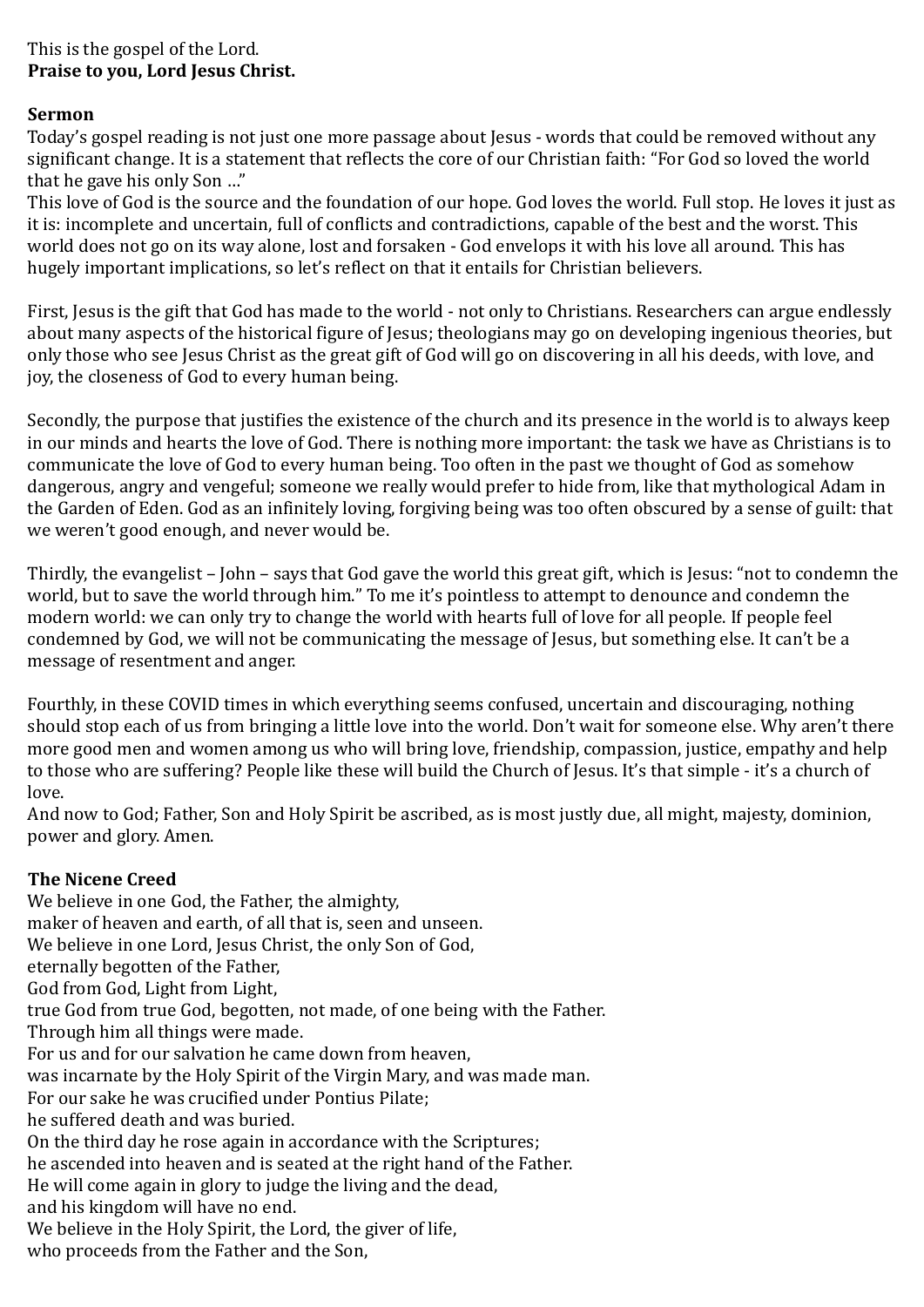This is the gospel of the Lord.
**Praise to you, Lord Jesus Christ.**

**Sermon**

Today's gospel reading is not just one more passage about Jesus - words that could be removed without any significant change. It is a statement that reflects the core of our Christian faith: "For God so loved the world that he gave his only Son …"

This love of God is the source and the foundation of our hope. God loves the world. Full stop. He loves it just as it is: incomplete and uncertain, full of conflicts and contradictions, capable of the best and the worst. This world does not go on its way alone, lost and forsaken - God envelops it with his love all around. This has hugely important implications, so let's reflect on that it entails for Christian believers.

First, Jesus is the gift that God has made to the world - not only to Christians. Researchers can argue endlessly about many aspects of the historical figure of Jesus; theologians may go on developing ingenious theories, but only those who see Jesus Christ as the great gift of God will go on discovering in all his deeds, with love, and joy, the closeness of God to every human being.

Secondly, the purpose that justifies the existence of the church and its presence in the world is to always keep in our minds and hearts the love of God. There is nothing more important: the task we have as Christians is to communicate the love of God to every human being. Too often in the past we thought of God as somehow dangerous, angry and vengeful; someone we really would prefer to hide from, like that mythological Adam in the Garden of Eden. God as an infinitely loving, forgiving being was too often obscured by a sense of guilt: that we weren't good enough, and never would be.

Thirdly, the evangelist – John – says that God gave the world this great gift, which is Jesus: "not to condemn the world, but to save the world through him." To me it's pointless to attempt to denounce and condemn the modern world: we can only try to change the world with hearts full of love for all people. If people feel condemned by God, we will not be communicating the message of Jesus, but something else. It can't be a message of resentment and anger.

Fourthly, in these COVID times in which everything seems confused, uncertain and discouraging, nothing should stop each of us from bringing a little love into the world. Don't wait for someone else. Why aren't there more good men and women among us who will bring love, friendship, compassion, justice, empathy and help to those who are suffering? People like these will build the Church of Jesus. It's that simple - it's a church of love.

And now to God; Father, Son and Holy Spirit be ascribed, as is most justly due, all might, majesty, dominion, power and glory. Amen.

**The Nicene Creed**

We believe in one God, the Father, the almighty,
maker of heaven and earth, of all that is, seen and unseen.
We believe in one Lord, Jesus Christ, the only Son of God,
eternally begotten of the Father,
God from God, Light from Light,
true God from true God, begotten, not made, of one being with the Father.
Through him all things were made.
For us and for our salvation he came down from heaven,
was incarnate by the Holy Spirit of the Virgin Mary, and was made man.
For our sake he was crucified under Pontius Pilate;
he suffered death and was buried.
On the third day he rose again in accordance with the Scriptures;
he ascended into heaven and is seated at the right hand of the Father.
He will come again in glory to judge the living and the dead,
and his kingdom will have no end.
We believe in the Holy Spirit, the Lord, the giver of life,
who proceeds from the Father and the Son,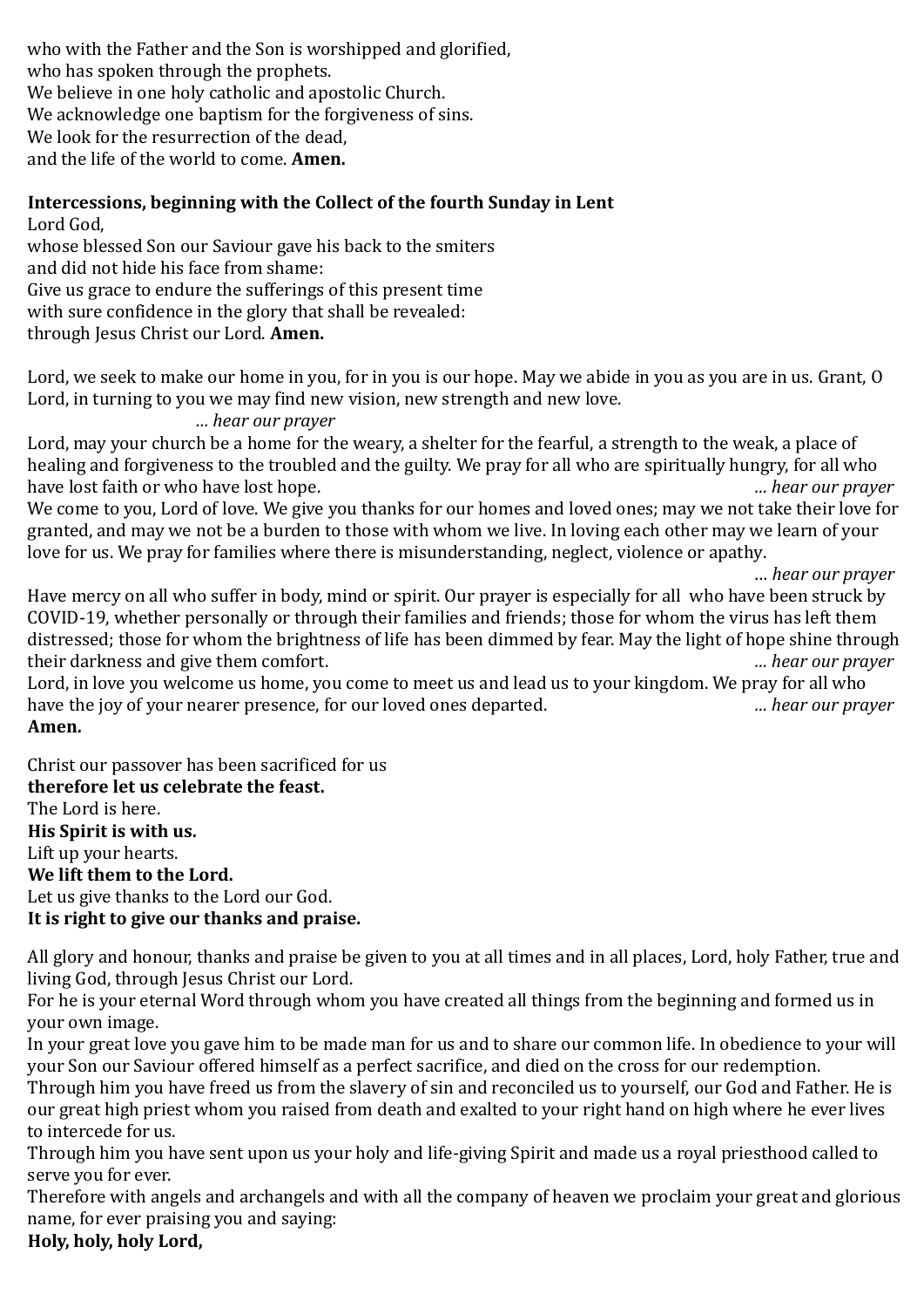who with the Father and the Son is worshipped and glorified,
who has spoken through the prophets.
We believe in one holy catholic and apostolic Church.
We acknowledge one baptism for the forgiveness of sins.
We look for the resurrection of the dead,
and the life of the world to come. **Amen.**

**Intercessions, beginning with the Collect of the fourth Sunday in Lent**
Lord God,
whose blessed Son our Saviour gave his back to the smiters
and did not hide his face from shame:
Give us grace to endure the sufferings of this present time
with sure confidence in the glory that shall be revealed:
through Jesus Christ our Lord. **Amen.**

Lord, we seek to make our home in you, for in you is our hope. May we abide in you as you are in us. Grant, O Lord, in turning to you we may find new vision, new strength and new love.
*… hear our prayer*
Lord, may your church be a home for the weary, a shelter for the fearful, a strength to the weak, a place of healing and forgiveness to the troubled and the guilty. We pray for all who are spiritually hungry, for all who have lost faith or who have lost hope. *… hear our prayer*
We come to you, Lord of love. We give you thanks for our homes and loved ones; may we not take their love for granted, and may we not be a burden to those with whom we live. In loving each other may we learn of your love for us. We pray for families where there is misunderstanding, neglect, violence or apathy.
*… hear our prayer*
Have mercy on all who suffer in body, mind or spirit. Our prayer is especially for all who have been struck by COVID-19, whether personally or through their families and friends; those for whom the virus has left them distressed; those for whom the brightness of life has been dimmed by fear. May the light of hope shine through their darkness and give them comfort. *… hear our prayer*
Lord, in love you welcome us home, you come to meet us and lead us to your kingdom. We pray for all who have the joy of your nearer presence, for our loved ones departed. *… hear our prayer*
**Amen.**

Christ our passover has been sacrificed for us
**therefore let us celebrate the feast.**
The Lord is here.
**His Spirit is with us.**
Lift up your hearts.
**We lift them to the Lord.**
Let us give thanks to the Lord our God.
**It is right to give our thanks and praise.**

All glory and honour, thanks and praise be given to you at all times and in all places, Lord, holy Father, true and living God, through Jesus Christ our Lord.
For he is your eternal Word through whom you have created all things from the beginning and formed us in your own image.
In your great love you gave him to be made man for us and to share our common life. In obedience to your will your Son our Saviour offered himself as a perfect sacrifice, and died on the cross for our redemption.
Through him you have freed us from the slavery of sin and reconciled us to yourself, our God and Father. He is our great high priest whom you raised from death and exalted to your right hand on high where he ever lives to intercede for us.
Through him you have sent upon us your holy and life-giving Spirit and made us a royal priesthood called to serve you for ever.
Therefore with angels and archangels and with all the company of heaven we proclaim your great and glorious name, for ever praising you and saying:
**Holy, holy, holy Lord,**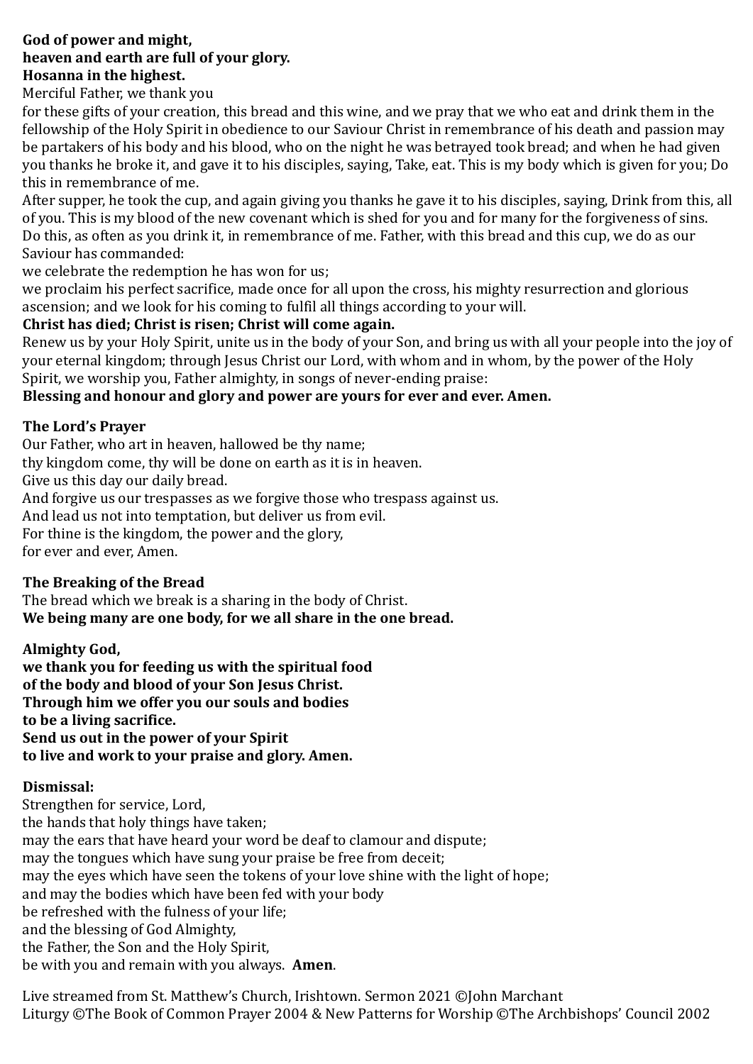**God of power and might,**
**heaven and earth are full of your glory.**
**Hosanna in the highest.**

Merciful Father, we thank you
for these gifts of your creation, this bread and this wine, and we pray that we who eat and drink them in the fellowship of the Holy Spirit in obedience to our Saviour Christ in remembrance of his death and passion may be partakers of his body and his blood, who on the night he was betrayed took bread; and when he had given you thanks he broke it, and gave it to his disciples, saying, Take, eat. This is my body which is given for you; Do this in remembrance of me.

After supper, he took the cup, and again giving you thanks he gave it to his disciples, saying, Drink from this, all of you. This is my blood of the new covenant which is shed for you and for many for the forgiveness of sins. Do this, as often as you drink it, in remembrance of me. Father, with this bread and this cup, we do as our Saviour has commanded:
we celebrate the redemption he has won for us;
we proclaim his perfect sacrifice, made once for all upon the cross, his mighty resurrection and glorious ascension; and we look for his coming to fulfil all things according to your will.

**Christ has died; Christ is risen; Christ will come again.**

Renew us by your Holy Spirit, unite us in the body of your Son, and bring us with all your people into the joy of your eternal kingdom; through Jesus Christ our Lord, with whom and in whom, by the power of the Holy Spirit, we worship you, Father almighty, in songs of never-ending praise:

**Blessing and honour and glory and power are yours for ever and ever. Amen.**

**The Lord's Prayer**

Our Father, who art in heaven, hallowed be thy name;
thy kingdom come, thy will be done on earth as it is in heaven.
Give us this day our daily bread.
And forgive us our trespasses as we forgive those who trespass against us.
And lead us not into temptation, but deliver us from evil.
For thine is the kingdom, the power and the glory,
for ever and ever, Amen.

**The Breaking of the Bread**

The bread which we break is a sharing in the body of Christ.
**We being many are one body, for we all share in the one bread.**

**Almighty God,**
**we thank you for feeding us with the spiritual food**
**of the body and blood of your Son Jesus Christ.**
**Through him we offer you our souls and bodies**
**to be a living sacrifice.**
**Send us out in the power of your Spirit**
**to live and work to your praise and glory. Amen.**

**Dismissal:**

Strengthen for service, Lord,
the hands that holy things have taken;
may the ears that have heard your word be deaf to clamour and dispute;
may the tongues which have sung your praise be free from deceit;
may the eyes which have seen the tokens of your love shine with the light of hope;
and may the bodies which have been fed with your body
be refreshed with the fulness of your life;
and the blessing of God Almighty,
the Father, the Son and the Holy Spirit,
be with you and remain with you always. **Amen**.

Live streamed from St. Matthew's Church, Irishtown. Sermon 2021 ©John Marchant
Liturgy ©The Book of Common Prayer 2004 & New Patterns for Worship ©The Archbishops' Council 2002